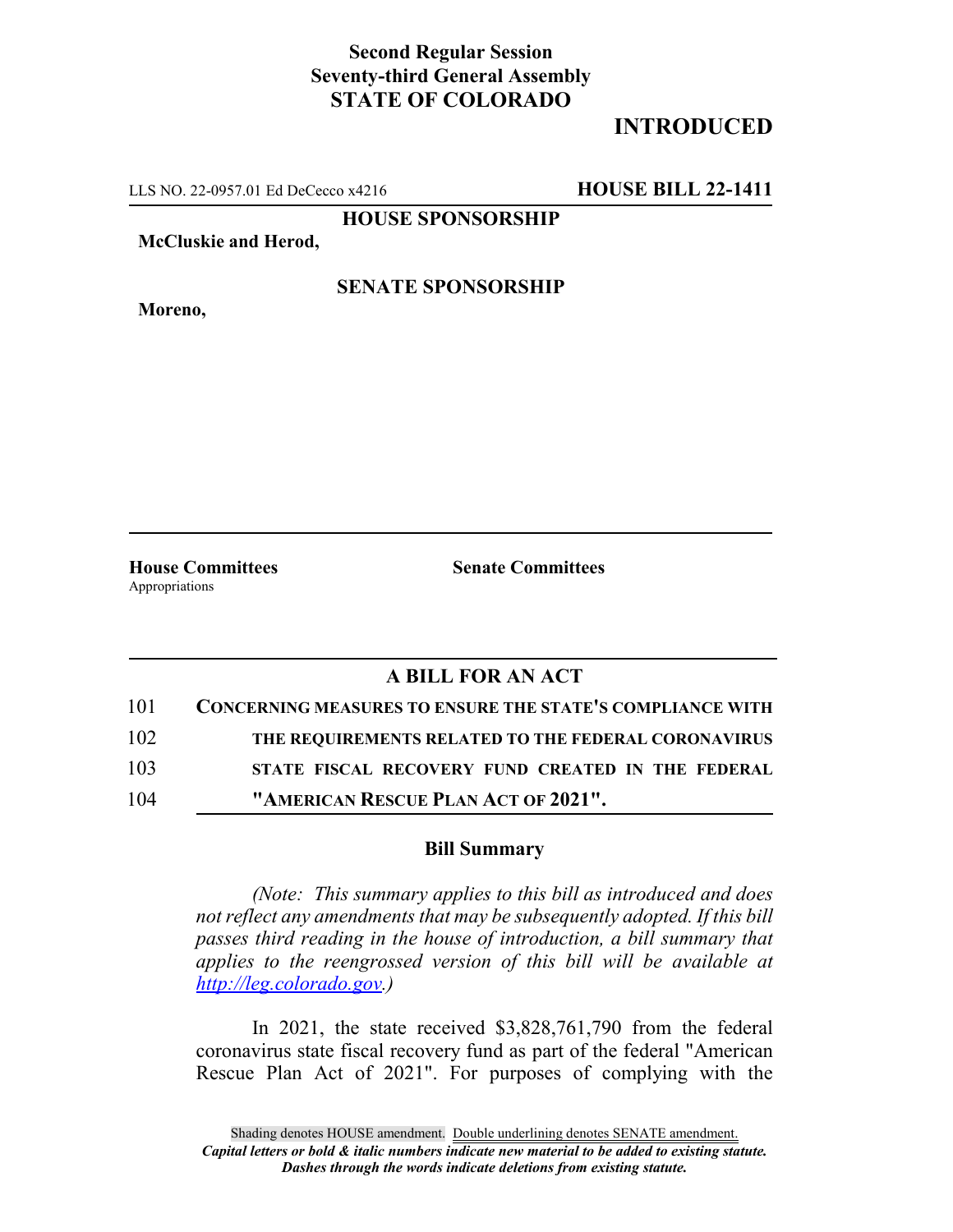**Second Regular Session**
**Seventy-third General Assembly**
**STATE OF COLORADO**

# INTRODUCTED

LLS NO. 22-0957.01 Ed DeCecco x4216 **HOUSE BILL 22-1411**

**HOUSE SPONSORSHIP**

**McCluskie and Herod,**

**SENATE SPONSORSHIP**

**Moreno,**

**House Committees**
Appropriations

**Senate Committees**

## A BILL FOR AN ACT

101 **CONCERNING MEASURES TO ENSURE THE STATE'S COMPLIANCE WITH**
102 **THE REQUIREMENTS RELATED TO THE FEDERAL CORONAVIRUS**
103 **STATE FISCAL RECOVERY FUND CREATED IN THE FEDERAL**
104 **"AMERICAN RESCUE PLAN ACT OF 2021".**

### Bill Summary

*(Note: This summary applies to this bill as introduced and does not reflect any amendments that may be subsequently adopted. If this bill passes third reading in the house of introduction, a bill summary that applies to the reengrossed version of this bill will be available at http://leg.colorado.gov.)*

In 2021, the state received $3,828,761,790 from the federal coronavirus state fiscal recovery fund as part of the federal "American Rescue Plan Act of 2021". For purposes of complying with the

Shading denotes HOUSE amendment. Double underlining denotes SENATE amendment.
*Capital letters or bold & italic numbers indicate new material to be added to existing statute.*
*Dashes through the words indicate deletions from existing statute.*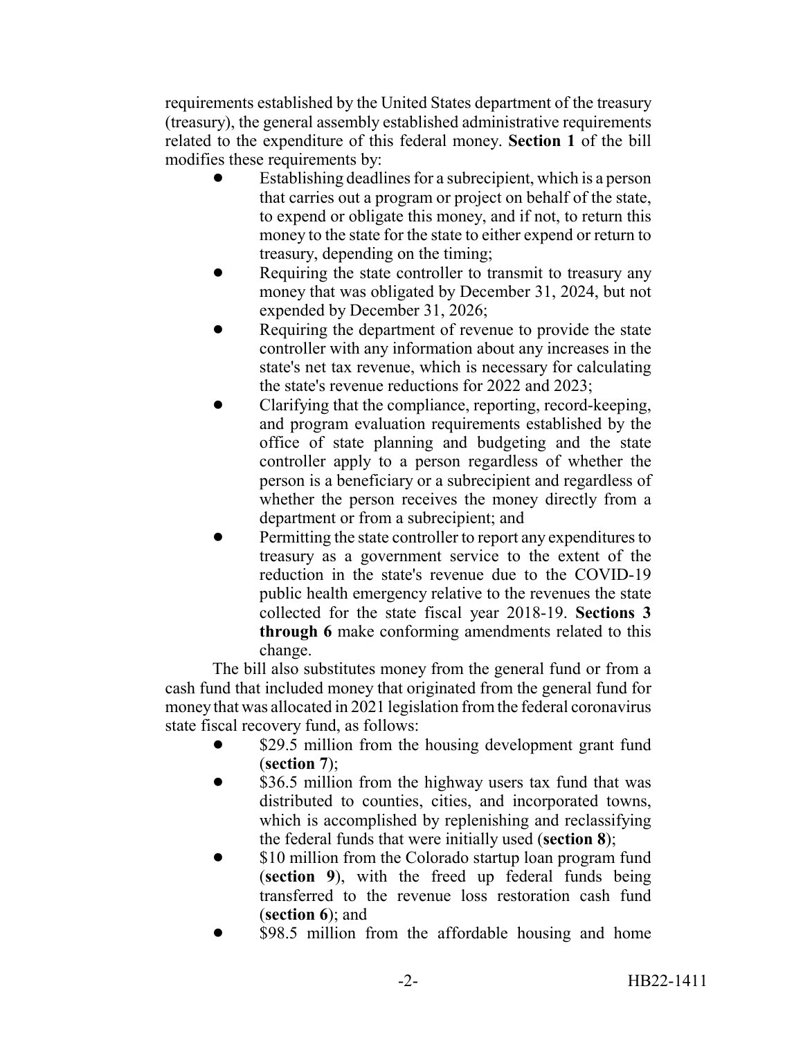requirements established by the United States department of the treasury (treasury), the general assembly established administrative requirements related to the expenditure of this federal money. **Section 1** of the bill modifies these requirements by:

- Establishing deadlines for a subrecipient, which is a person that carries out a program or project on behalf of the state, to expend or obligate this money, and if not, to return this money to the state for the state to either expend or return to treasury, depending on the timing;
- Requiring the state controller to transmit to treasury any money that was obligated by December 31, 2024, but not expended by December 31, 2026;
- Requiring the department of revenue to provide the state controller with any information about any increases in the state's net tax revenue, which is necessary for calculating the state's revenue reductions for 2022 and 2023;
- Clarifying that the compliance, reporting, record-keeping, and program evaluation requirements established by the office of state planning and budgeting and the state controller apply to a person regardless of whether the person is a beneficiary or a subrecipient and regardless of whether the person receives the money directly from a department or from a subrecipient; and
- Permitting the state controller to report any expenditures to treasury as a government service to the extent of the reduction in the state's revenue due to the COVID-19 public health emergency relative to the revenues the state collected for the state fiscal year 2018-19. **Sections 3 through 6** make conforming amendments related to this change.

The bill also substitutes money from the general fund or from a cash fund that included money that originated from the general fund for money that was allocated in 2021 legislation from the federal coronavirus state fiscal recovery fund, as follows:

- $29.5 million from the housing development grant fund (**section 7**);
- $36.5 million from the highway users tax fund that was distributed to counties, cities, and incorporated towns, which is accomplished by replenishing and reclassifying the federal funds that were initially used (**section 8**);
- $10 million from the Colorado startup loan program fund (**section 9**), with the freed up federal funds being transferred to the revenue loss restoration cash fund (**section 6**); and
- $98.5 million from the affordable housing and home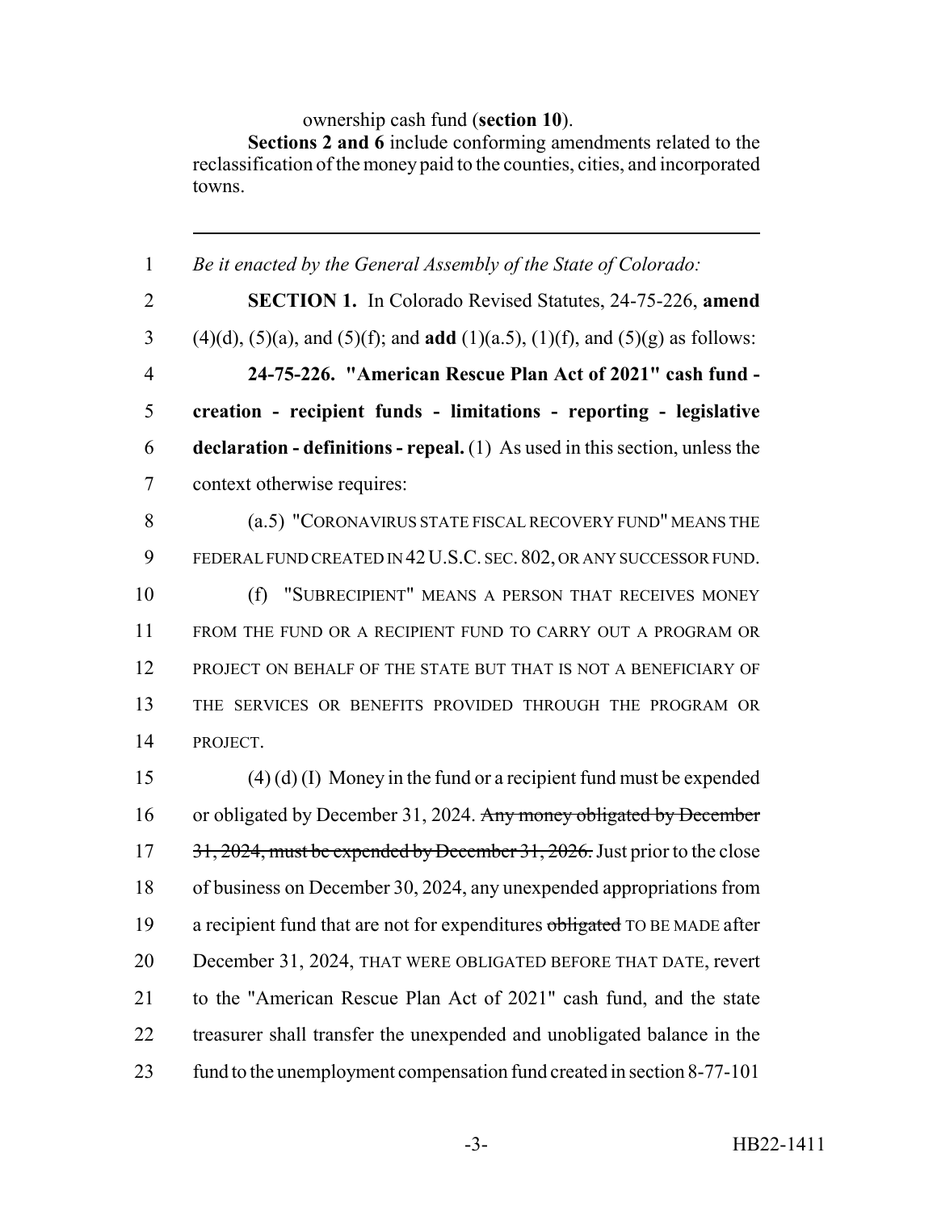ownership cash fund (**section 10**).

**Sections 2 and 6** include conforming amendments related to the reclassification of the money paid to the counties, cities, and incorporated towns.

---

1 *Be it enacted by the General Assembly of the State of Colorado:*

2 **SECTION 1.** In Colorado Revised Statutes, 24-75-226, **amend**
3 (4)(d), (5)(a), and (5)(f); and **add** (1)(a.5), (1)(f), and (5)(g) as follows:

4 **24-75-226. "American Rescue Plan Act of 2021" cash fund -**
5 **creation - recipient funds - limitations - reporting - legislative**
6 **declaration - definitions - repeal.** (1) As used in this section, unless the
7 context otherwise requires:

8 (a.5) "CORONAVIRUS STATE FISCAL RECOVERY FUND" MEANS THE
9 FEDERAL FUND CREATED IN 42 U.S.C. SEC. 802, OR ANY SUCCESSOR FUND.

10 (f) "SUBRECIPIENT" MEANS A PERSON THAT RECEIVES MONEY
11 FROM THE FUND OR A RECIPIENT FUND TO CARRY OUT A PROGRAM OR
12 PROJECT ON BEHALF OF THE STATE BUT THAT IS NOT A BENEFICIARY OF
13 THE SERVICES OR BENEFITS PROVIDED THROUGH THE PROGRAM OR
14 PROJECT.

15 (4) (d) (I) Money in the fund or a recipient fund must be expended
16 or obligated by December 31, 2024. ~~Any money obligated by December~~
17 ~~31, 2024, must be expended by December 31, 2026.~~ Just prior to the close
18 of business on December 30, 2024, any unexpended appropriations from
19 a recipient fund that are not for expenditures ~~obligated~~ TO BE MADE after
20 December 31, 2024, THAT WERE OBLIGATED BEFORE THAT DATE, revert
21 to the "American Rescue Plan Act of 2021" cash fund, and the state
22 treasurer shall transfer the unexpended and unobligated balance in the
23 fund to the unemployment compensation fund created in section 8-77-101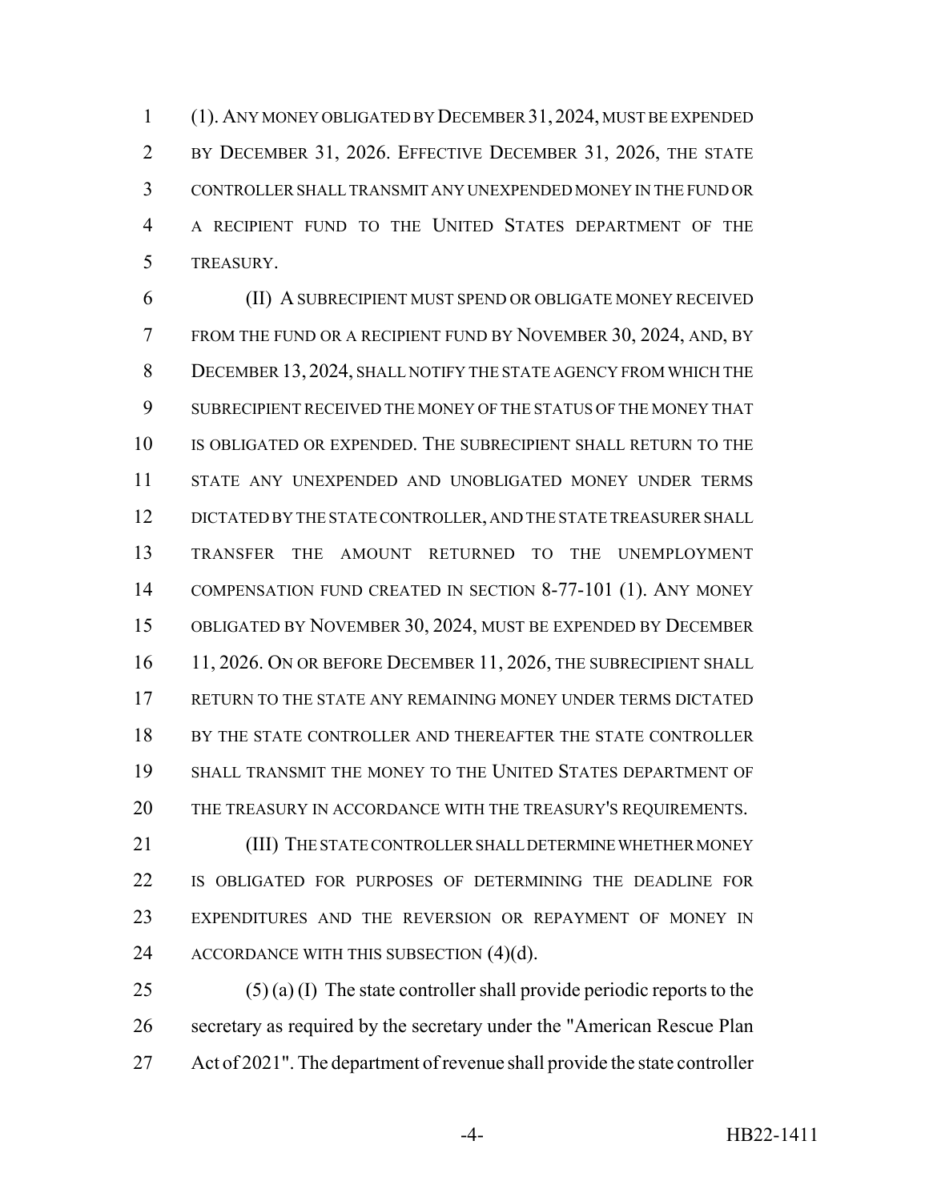(1). ANY MONEY OBLIGATED BY DECEMBER 31, 2024, MUST BE EXPENDED BY DECEMBER 31, 2026. EFFECTIVE DECEMBER 31, 2026, THE STATE CONTROLLER SHALL TRANSMIT ANY UNEXPENDED MONEY IN THE FUND OR A RECIPIENT FUND TO THE UNITED STATES DEPARTMENT OF THE TREASURY.

(II) A SUBRECIPIENT MUST SPEND OR OBLIGATE MONEY RECEIVED FROM THE FUND OR A RECIPIENT FUND BY NOVEMBER 30, 2024, AND, BY DECEMBER 13, 2024, SHALL NOTIFY THE STATE AGENCY FROM WHICH THE SUBRECIPIENT RECEIVED THE MONEY OF THE STATUS OF THE MONEY THAT IS OBLIGATED OR EXPENDED. THE SUBRECIPIENT SHALL RETURN TO THE STATE ANY UNEXPENDED AND UNOBLIGATED MONEY UNDER TERMS DICTATED BY THE STATE CONTROLLER, AND THE STATE TREASURER SHALL TRANSFER THE AMOUNT RETURNED TO THE UNEMPLOYMENT COMPENSATION FUND CREATED IN SECTION 8-77-101 (1). ANY MONEY OBLIGATED BY NOVEMBER 30, 2024, MUST BE EXPENDED BY DECEMBER 11, 2026. ON OR BEFORE DECEMBER 11, 2026, THE SUBRECIPIENT SHALL RETURN TO THE STATE ANY REMAINING MONEY UNDER TERMS DICTATED BY THE STATE CONTROLLER AND THEREAFTER THE STATE CONTROLLER SHALL TRANSMIT THE MONEY TO THE UNITED STATES DEPARTMENT OF THE TREASURY IN ACCORDANCE WITH THE TREASURY'S REQUIREMENTS.

(III) THE STATE CONTROLLER SHALL DETERMINE WHETHER MONEY IS OBLIGATED FOR PURPOSES OF DETERMINING THE DEADLINE FOR EXPENDITURES AND THE REVERSION OR REPAYMENT OF MONEY IN ACCORDANCE WITH THIS SUBSECTION (4)(d).

(5) (a) (I) The state controller shall provide periodic reports to the secretary as required by the secretary under the "American Rescue Plan Act of 2021". The department of revenue shall provide the state controller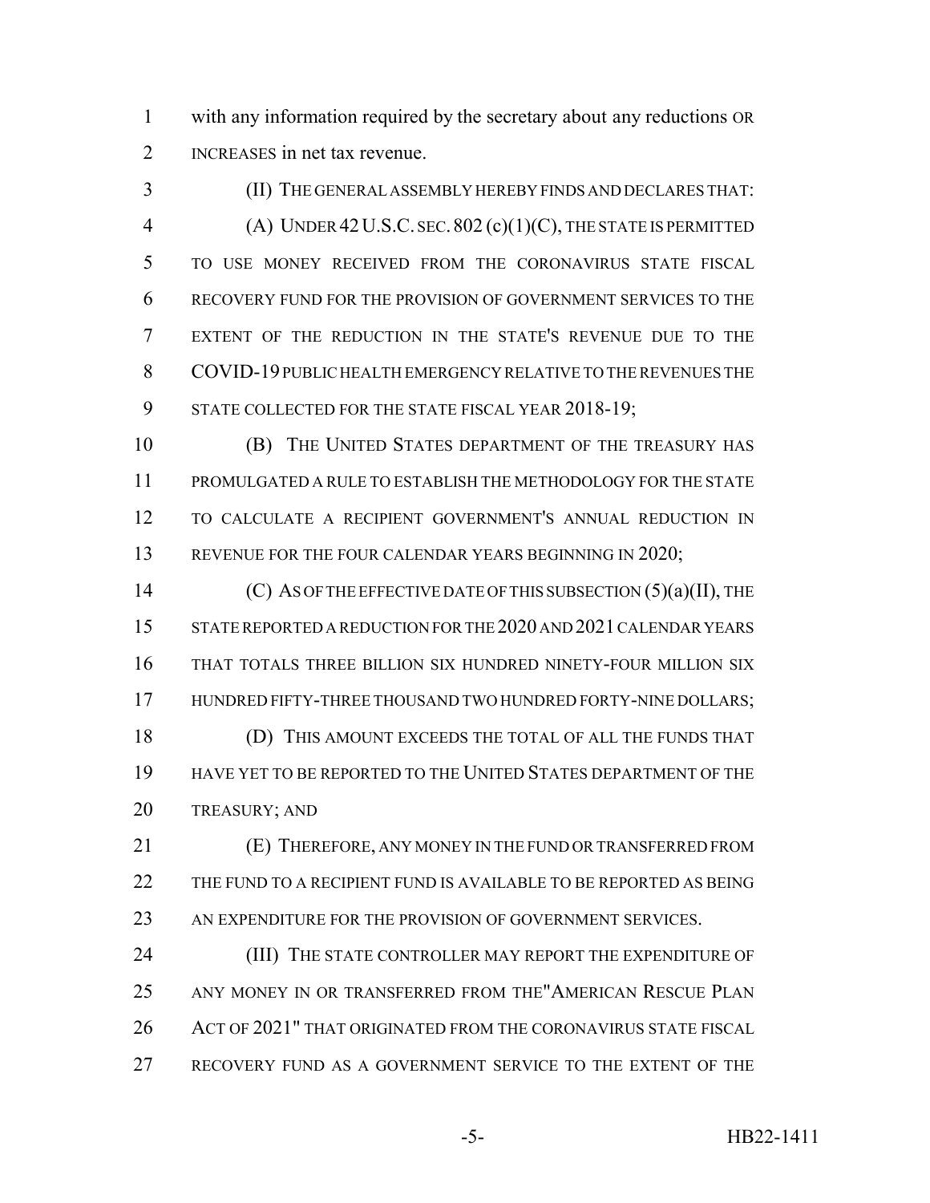with any information required by the secretary about any reductions OR INCREASES in net tax revenue.

(II) THE GENERAL ASSEMBLY HEREBY FINDS AND DECLARES THAT:

(A) UNDER 42 U.S.C. SEC. 802 (c)(1)(C), THE STATE IS PERMITTED TO USE MONEY RECEIVED FROM THE CORONAVIRUS STATE FISCAL RECOVERY FUND FOR THE PROVISION OF GOVERNMENT SERVICES TO THE EXTENT OF THE REDUCTION IN THE STATE'S REVENUE DUE TO THE COVID-19 PUBLIC HEALTH EMERGENCY RELATIVE TO THE REVENUES THE STATE COLLECTED FOR THE STATE FISCAL YEAR 2018-19;

(B) THE UNITED STATES DEPARTMENT OF THE TREASURY HAS PROMULGATED A RULE TO ESTABLISH THE METHODOLOGY FOR THE STATE TO CALCULATE A RECIPIENT GOVERNMENT'S ANNUAL REDUCTION IN REVENUE FOR THE FOUR CALENDAR YEARS BEGINNING IN 2020;

(C) AS OF THE EFFECTIVE DATE OF THIS SUBSECTION (5)(a)(II), THE STATE REPORTED A REDUCTION FOR THE 2020 AND 2021 CALENDAR YEARS THAT TOTALS THREE BILLION SIX HUNDRED NINETY-FOUR MILLION SIX HUNDRED FIFTY-THREE THOUSAND TWO HUNDRED FORTY-NINE DOLLARS;

(D) THIS AMOUNT EXCEEDS THE TOTAL OF ALL THE FUNDS THAT HAVE YET TO BE REPORTED TO THE UNITED STATES DEPARTMENT OF THE TREASURY; AND

(E) THEREFORE, ANY MONEY IN THE FUND OR TRANSFERRED FROM THE FUND TO A RECIPIENT FUND IS AVAILABLE TO BE REPORTED AS BEING AN EXPENDITURE FOR THE PROVISION OF GOVERNMENT SERVICES.

(III) THE STATE CONTROLLER MAY REPORT THE EXPENDITURE OF ANY MONEY IN OR TRANSFERRED FROM THE "AMERICAN RESCUE PLAN ACT OF 2021" THAT ORIGINATED FROM THE CORONAVIRUS STATE FISCAL RECOVERY FUND AS A GOVERNMENT SERVICE TO THE EXTENT OF THE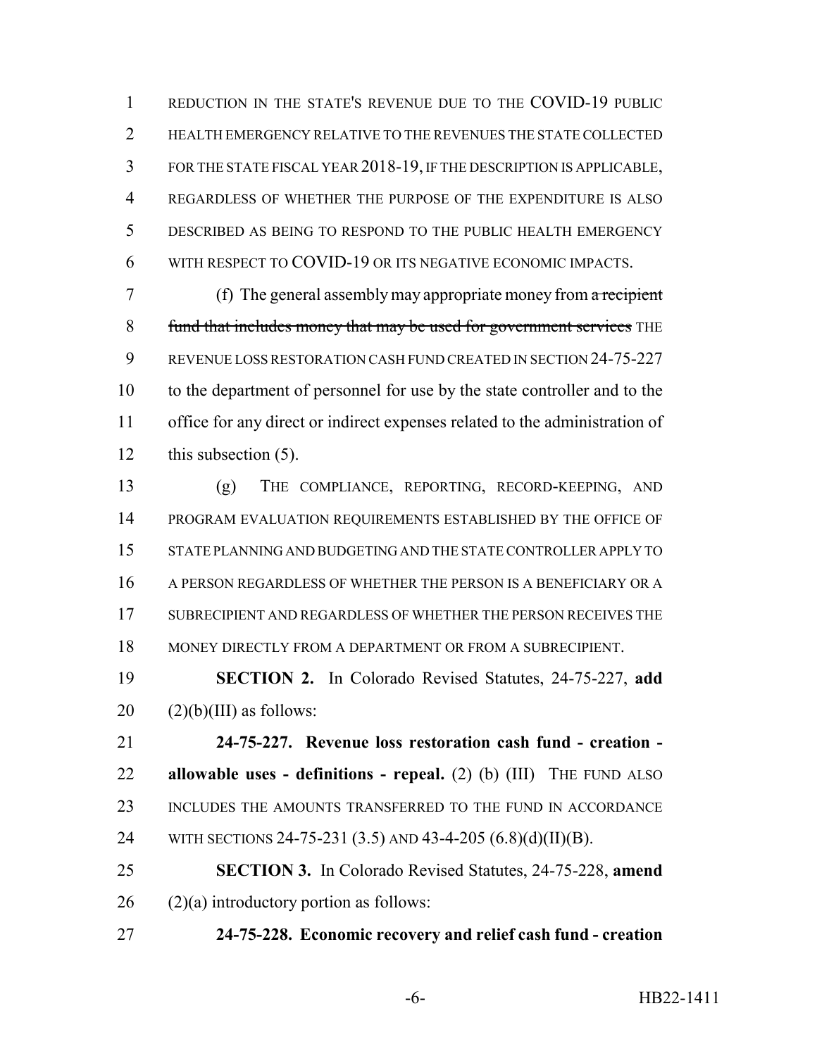REDUCTION IN THE STATE'S REVENUE DUE TO THE COVID-19 PUBLIC HEALTH EMERGENCY RELATIVE TO THE REVENUES THE STATE COLLECTED FOR THE STATE FISCAL YEAR 2018-19, IF THE DESCRIPTION IS APPLICABLE, REGARDLESS OF WHETHER THE PURPOSE OF THE EXPENDITURE IS ALSO DESCRIBED AS BEING TO RESPOND TO THE PUBLIC HEALTH EMERGENCY WITH RESPECT TO COVID-19 OR ITS NEGATIVE ECONOMIC IMPACTS.

(f) The general assembly may appropriate money from ~~a recipient fund that includes money that may be used for government services~~ THE REVENUE LOSS RESTORATION CASH FUND CREATED IN SECTION 24-75-227 to the department of personnel for use by the state controller and to the office for any direct or indirect expenses related to the administration of this subsection (5).

(g) THE COMPLIANCE, REPORTING, RECORD-KEEPING, AND PROGRAM EVALUATION REQUIREMENTS ESTABLISHED BY THE OFFICE OF STATE PLANNING AND BUDGETING AND THE STATE CONTROLLER APPLY TO A PERSON REGARDLESS OF WHETHER THE PERSON IS A BENEFICIARY OR A SUBRECIPIENT AND REGARDLESS OF WHETHER THE PERSON RECEIVES THE MONEY DIRECTLY FROM A DEPARTMENT OR FROM A SUBRECIPIENT.

**SECTION 2.** In Colorado Revised Statutes, 24-75-227, **add** (2)(b)(III) as follows:

**24-75-227. Revenue loss restoration cash fund - creation - allowable uses - definitions - repeal.** (2) (b) (III) THE FUND ALSO INCLUDES THE AMOUNTS TRANSFERRED TO THE FUND IN ACCORDANCE WITH SECTIONS 24-75-231 (3.5) AND 43-4-205 (6.8)(d)(II)(B).

**SECTION 3.** In Colorado Revised Statutes, 24-75-228, **amend** (2)(a) introductory portion as follows:

**24-75-228. Economic recovery and relief cash fund - creation**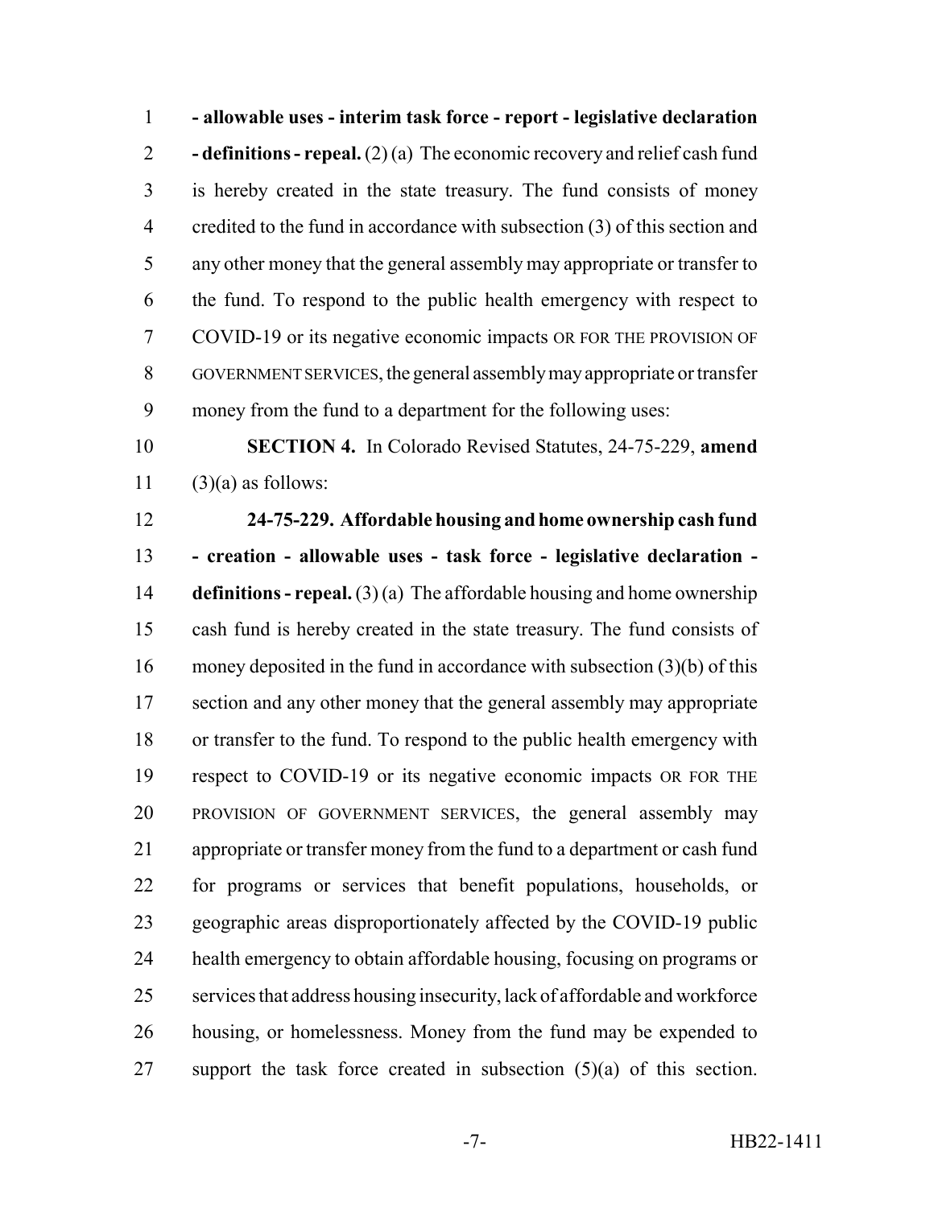**- allowable uses - interim task force - report - legislative declaration - definitions - repeal.** (2) (a) The economic recovery and relief cash fund is hereby created in the state treasury. The fund consists of money credited to the fund in accordance with subsection (3) of this section and any other money that the general assembly may appropriate or transfer to the fund. To respond to the public health emergency with respect to COVID-19 or its negative economic impacts OR FOR THE PROVISION OF GOVERNMENT SERVICES, the general assembly may appropriate or transfer money from the fund to a department for the following uses:

**SECTION 4.** In Colorado Revised Statutes, 24-75-229, **amend** (3)(a) as follows:

**24-75-229. Affordable housing and home ownership cash fund - creation - allowable uses - task force - legislative declaration - definitions - repeal.** (3) (a) The affordable housing and home ownership cash fund is hereby created in the state treasury. The fund consists of money deposited in the fund in accordance with subsection (3)(b) of this section and any other money that the general assembly may appropriate or transfer to the fund. To respond to the public health emergency with respect to COVID-19 or its negative economic impacts OR FOR THE PROVISION OF GOVERNMENT SERVICES, the general assembly may appropriate or transfer money from the fund to a department or cash fund for programs or services that benefit populations, households, or geographic areas disproportionately affected by the COVID-19 public health emergency to obtain affordable housing, focusing on programs or services that address housing insecurity, lack of affordable and workforce housing, or homelessness. Money from the fund may be expended to support the task force created in subsection (5)(a) of this section.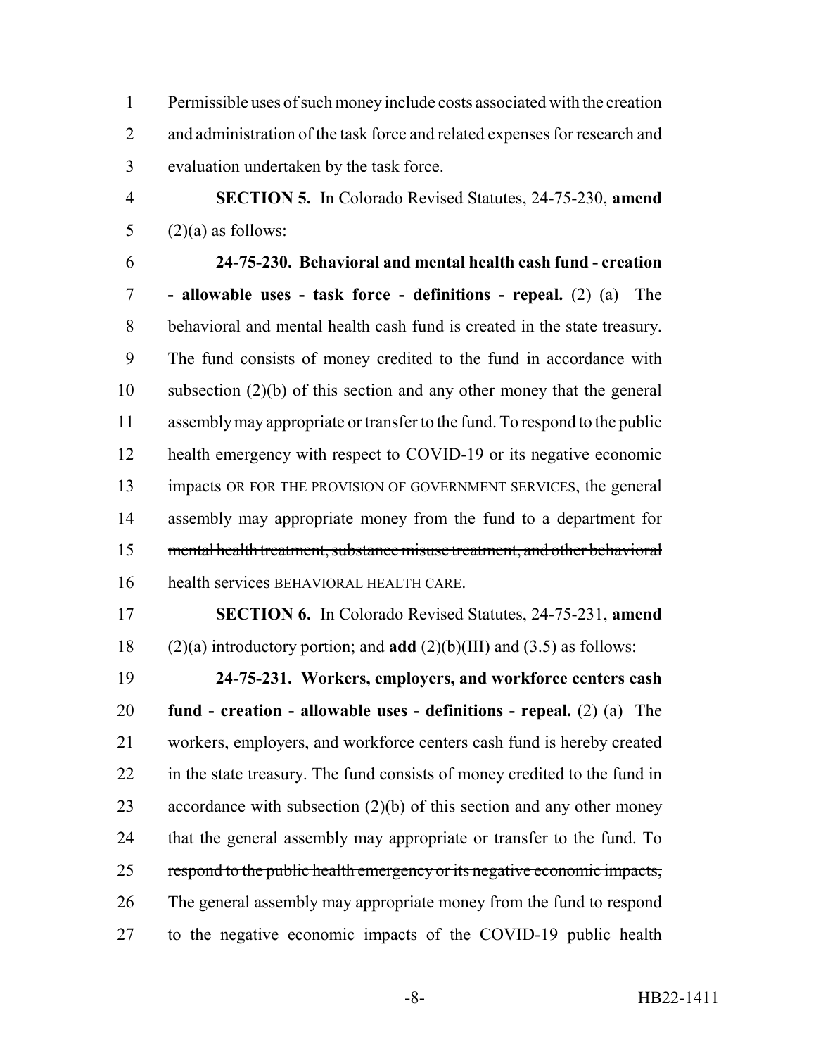Permissible uses of such money include costs associated with the creation and administration of the task force and related expenses for research and evaluation undertaken by the task force.

**SECTION 5.** In Colorado Revised Statutes, 24-75-230, **amend** (2)(a) as follows:

**24-75-230. Behavioral and mental health cash fund - creation - allowable uses - task force - definitions - repeal.** (2) (a) The behavioral and mental health cash fund is created in the state treasury. The fund consists of money credited to the fund in accordance with subsection (2)(b) of this section and any other money that the general assembly may appropriate or transfer to the fund. To respond to the public health emergency with respect to COVID-19 or its negative economic impacts OR FOR THE PROVISION OF GOVERNMENT SERVICES, the general assembly may appropriate money from the fund to a department for ~~mental health treatment, substance misuse treatment, and other behavioral health services~~ BEHAVIORAL HEALTH CARE.

**SECTION 6.** In Colorado Revised Statutes, 24-75-231, **amend** (2)(a) introductory portion; and **add** (2)(b)(III) and (3.5) as follows:

**24-75-231. Workers, employers, and workforce centers cash fund - creation - allowable uses - definitions - repeal.** (2) (a) The workers, employers, and workforce centers cash fund is hereby created in the state treasury. The fund consists of money credited to the fund in accordance with subsection (2)(b) of this section and any other money that the general assembly may appropriate or transfer to the fund. ~~To respond to the public health emergency or its negative economic impacts,~~ The general assembly may appropriate money from the fund to respond to the negative economic impacts of the COVID-19 public health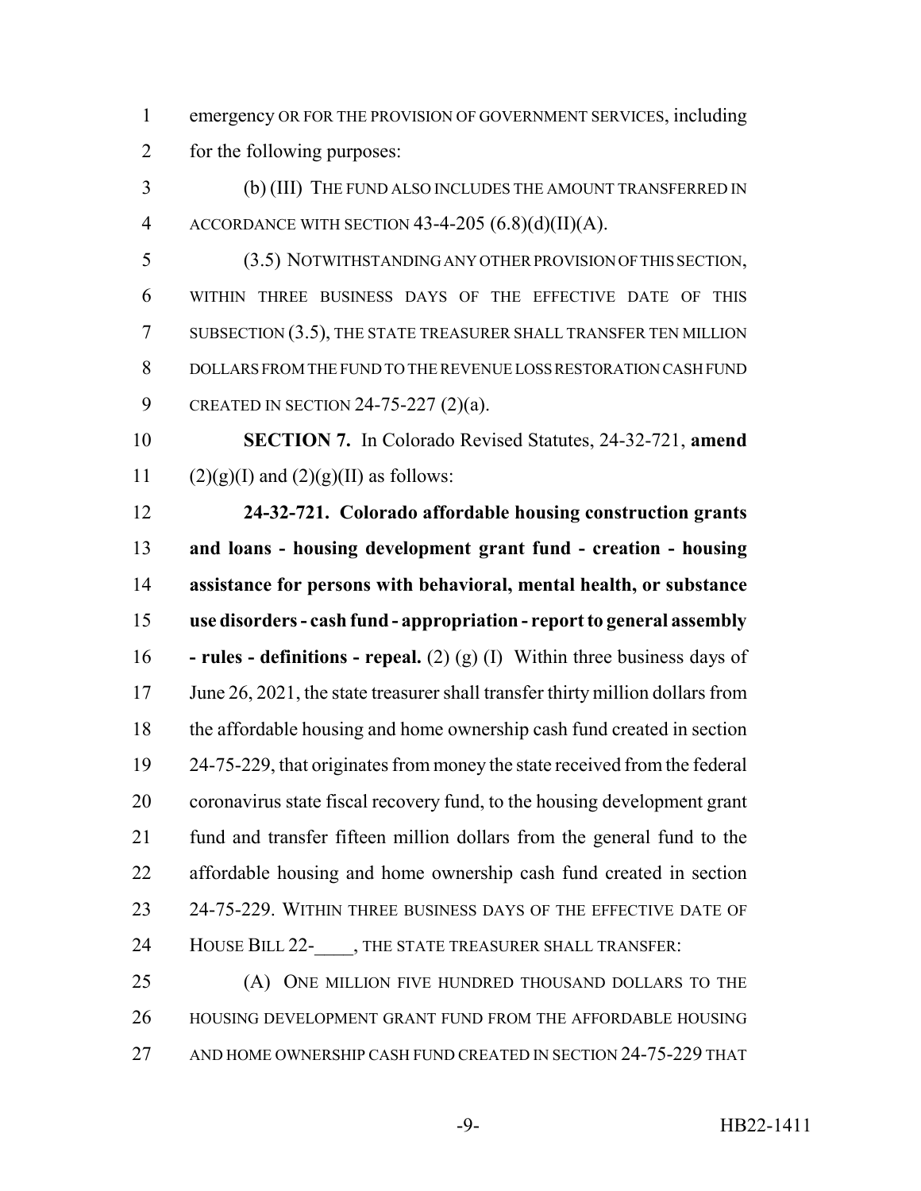emergency OR FOR THE PROVISION OF GOVERNMENT SERVICES, including for the following purposes:

(b) (III) THE FUND ALSO INCLUDES THE AMOUNT TRANSFERRED IN ACCORDANCE WITH SECTION 43-4-205 (6.8)(d)(II)(A).

(3.5) NOTWITHSTANDING ANY OTHER PROVISION OF THIS SECTION, WITHIN THREE BUSINESS DAYS OF THE EFFECTIVE DATE OF THIS SUBSECTION (3.5), THE STATE TREASURER SHALL TRANSFER TEN MILLION DOLLARS FROM THE FUND TO THE REVENUE LOSS RESTORATION CASH FUND CREATED IN SECTION 24-75-227 (2)(a).

**SECTION 7.** In Colorado Revised Statutes, 24-32-721, **amend** (2)(g)(I) and (2)(g)(II) as follows:

**24-32-721. Colorado affordable housing construction grants and loans - housing development grant fund - creation - housing assistance for persons with behavioral, mental health, or substance use disorders - cash fund - appropriation - report to general assembly - rules - definitions - repeal.** (2) (g) (I) Within three business days of June 26, 2021, the state treasurer shall transfer thirty million dollars from the affordable housing and home ownership cash fund created in section 24-75-229, that originates from money the state received from the federal coronavirus state fiscal recovery fund, to the housing development grant fund and transfer fifteen million dollars from the general fund to the affordable housing and home ownership cash fund created in section 24-75-229. WITHIN THREE BUSINESS DAYS OF THE EFFECTIVE DATE OF HOUSE BILL 22-____, THE STATE TREASURER SHALL TRANSFER:

(A) ONE MILLION FIVE HUNDRED THOUSAND DOLLARS TO THE HOUSING DEVELOPMENT GRANT FUND FROM THE AFFORDABLE HOUSING AND HOME OWNERSHIP CASH FUND CREATED IN SECTION 24-75-229 THAT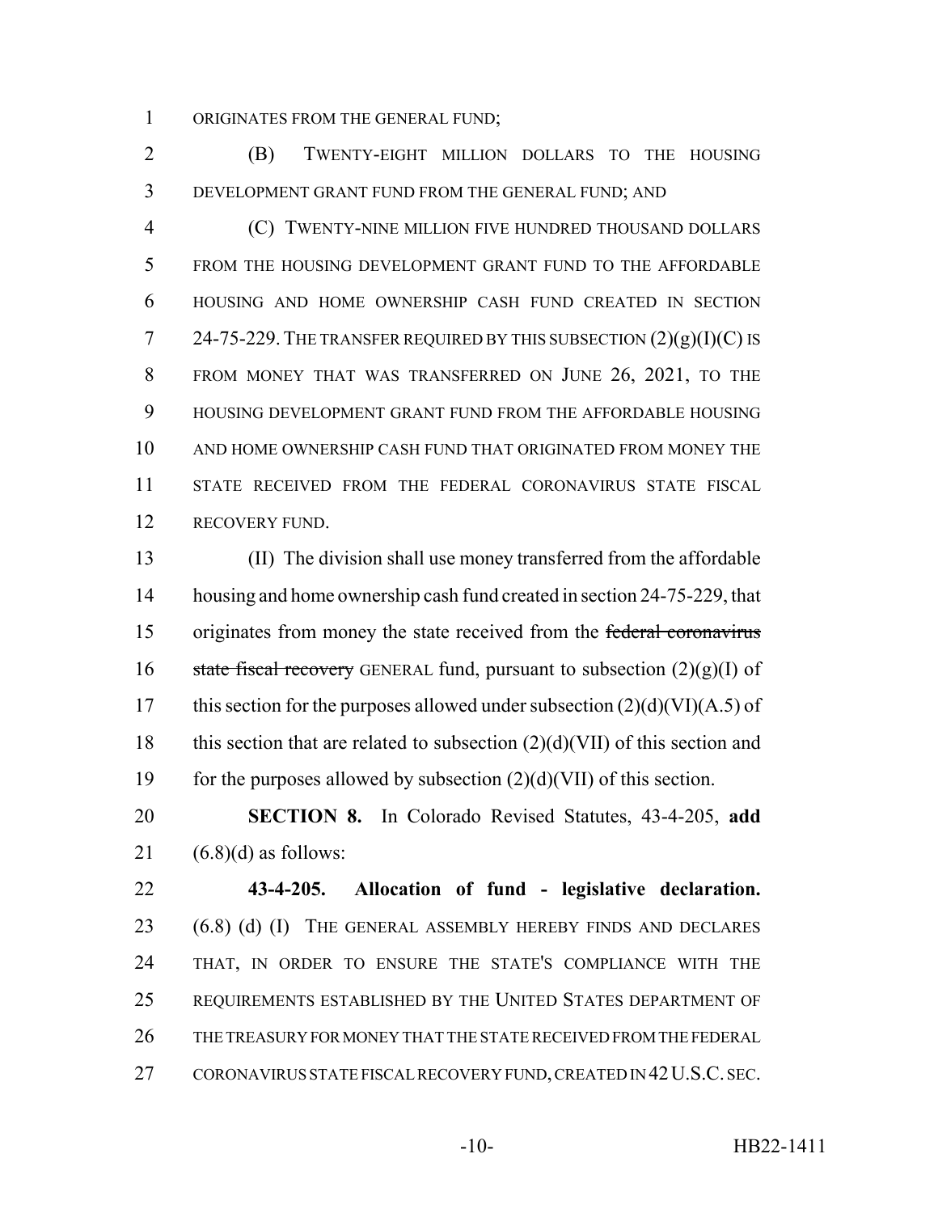ORIGINATES FROM THE GENERAL FUND;

(B) TWENTY-EIGHT MILLION DOLLARS TO THE HOUSING DEVELOPMENT GRANT FUND FROM THE GENERAL FUND; AND

(C) TWENTY-NINE MILLION FIVE HUNDRED THOUSAND DOLLARS FROM THE HOUSING DEVELOPMENT GRANT FUND TO THE AFFORDABLE HOUSING AND HOME OWNERSHIP CASH FUND CREATED IN SECTION 24-75-229. THE TRANSFER REQUIRED BY THIS SUBSECTION (2)(g)(I)(C) IS FROM MONEY THAT WAS TRANSFERRED ON JUNE 26, 2021, TO THE HOUSING DEVELOPMENT GRANT FUND FROM THE AFFORDABLE HOUSING AND HOME OWNERSHIP CASH FUND THAT ORIGINATED FROM MONEY THE STATE RECEIVED FROM THE FEDERAL CORONAVIRUS STATE FISCAL RECOVERY FUND.

(II) The division shall use money transferred from the affordable housing and home ownership cash fund created in section 24-75-229, that originates from money the state received from the ~~federal coronavirus state fiscal recovery~~ GENERAL fund, pursuant to subsection (2)(g)(I) of this section for the purposes allowed under subsection (2)(d)(VI)(A.5) of this section that are related to subsection (2)(d)(VII) of this section and for the purposes allowed by subsection (2)(d)(VII) of this section.

**SECTION 8.** In Colorado Revised Statutes, 43-4-205, **add** (6.8)(d) as follows:

**43-4-205. Allocation of fund - legislative declaration.** (6.8) (d) (I) THE GENERAL ASSEMBLY HEREBY FINDS AND DECLARES THAT, IN ORDER TO ENSURE THE STATE'S COMPLIANCE WITH THE REQUIREMENTS ESTABLISHED BY THE UNITED STATES DEPARTMENT OF THE TREASURY FOR MONEY THAT THE STATE RECEIVED FROM THE FEDERAL CORONAVIRUS STATE FISCAL RECOVERY FUND, CREATED IN 42 U.S.C. SEC.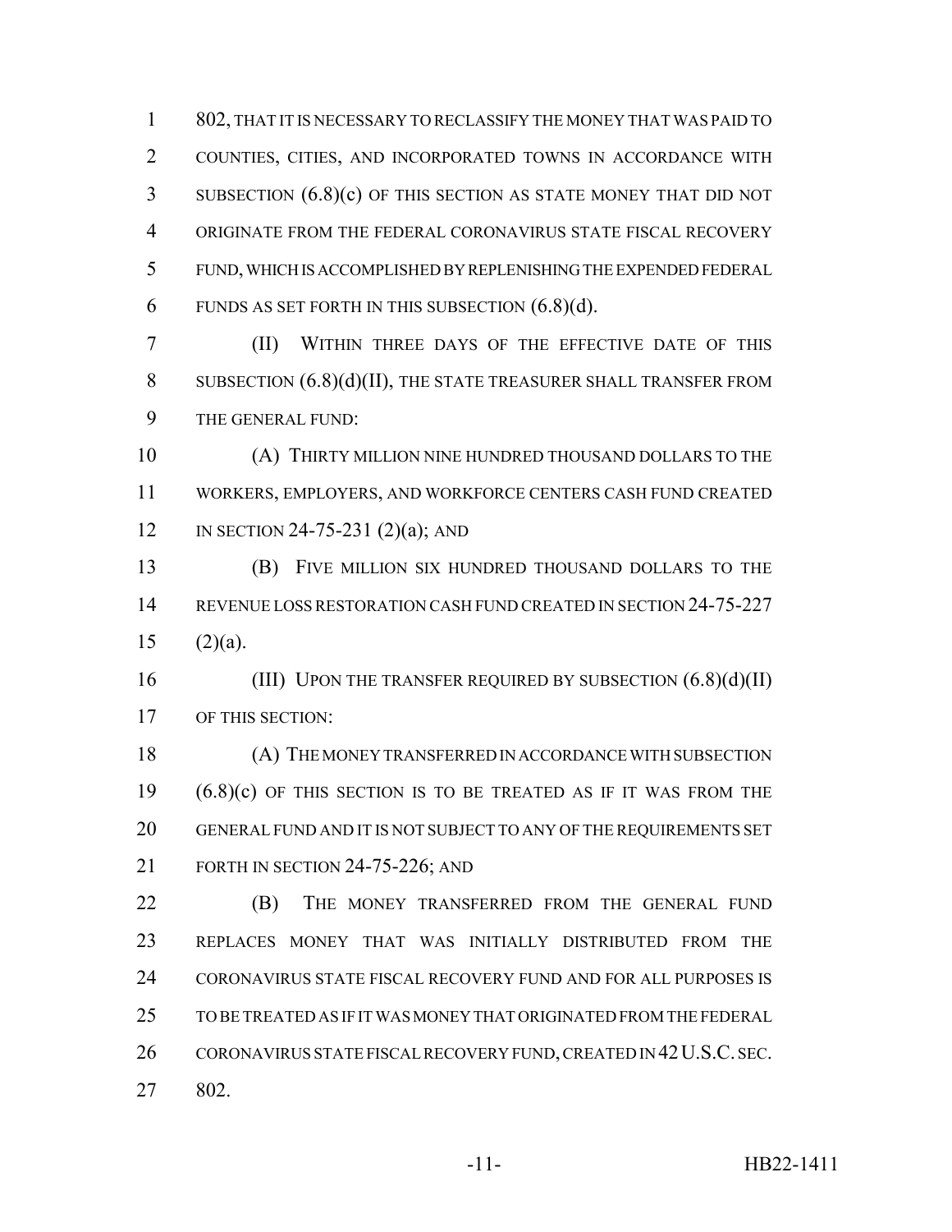802, THAT IT IS NECESSARY TO RECLASSIFY THE MONEY THAT WAS PAID TO COUNTIES, CITIES, AND INCORPORATED TOWNS IN ACCORDANCE WITH SUBSECTION (6.8)(c) OF THIS SECTION AS STATE MONEY THAT DID NOT ORIGINATE FROM THE FEDERAL CORONAVIRUS STATE FISCAL RECOVERY FUND, WHICH IS ACCOMPLISHED BY REPLENISHING THE EXPENDED FEDERAL FUNDS AS SET FORTH IN THIS SUBSECTION (6.8)(d).

(II) WITHIN THREE DAYS OF THE EFFECTIVE DATE OF THIS SUBSECTION (6.8)(d)(II), THE STATE TREASURER SHALL TRANSFER FROM THE GENERAL FUND:

(A) THIRTY MILLION NINE HUNDRED THOUSAND DOLLARS TO THE WORKERS, EMPLOYERS, AND WORKFORCE CENTERS CASH FUND CREATED IN SECTION 24-75-231 (2)(a); AND

(B) FIVE MILLION SIX HUNDRED THOUSAND DOLLARS TO THE REVENUE LOSS RESTORATION CASH FUND CREATED IN SECTION 24-75-227 (2)(a).

(III) UPON THE TRANSFER REQUIRED BY SUBSECTION (6.8)(d)(II) OF THIS SECTION:

(A) THE MONEY TRANSFERRED IN ACCORDANCE WITH SUBSECTION (6.8)(c) OF THIS SECTION IS TO BE TREATED AS IF IT WAS FROM THE GENERAL FUND AND IT IS NOT SUBJECT TO ANY OF THE REQUIREMENTS SET FORTH IN SECTION 24-75-226; AND

(B) THE MONEY TRANSFERRED FROM THE GENERAL FUND REPLACES MONEY THAT WAS INITIALLY DISTRIBUTED FROM THE CORONAVIRUS STATE FISCAL RECOVERY FUND AND FOR ALL PURPOSES IS TO BE TREATED AS IF IT WAS MONEY THAT ORIGINATED FROM THE FEDERAL CORONAVIRUS STATE FISCAL RECOVERY FUND, CREATED IN 42 U.S.C. SEC. 802.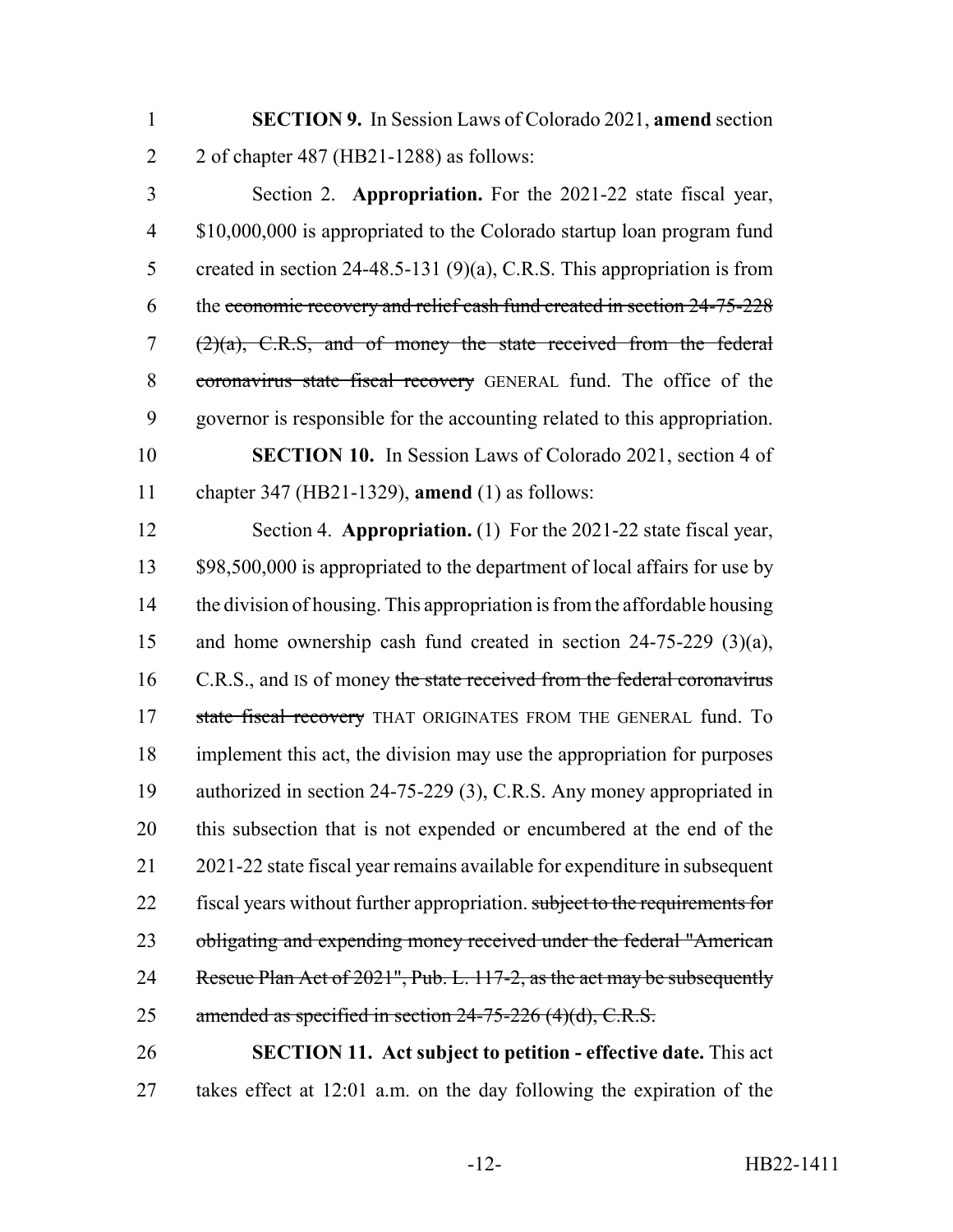**SECTION 9.** In Session Laws of Colorado 2021, **amend** section 2 of chapter 487 (HB21-1288) as follows:

Section 2. **Appropriation.** For the 2021-22 state fiscal year, $10,000,000 is appropriated to the Colorado startup loan program fund created in section 24-48.5-131 (9)(a), C.R.S. This appropriation is from the ~~economic recovery and relief cash fund created in section 24-75-228 (2)(a), C.R.S, and of money the state received from the federal coronavirus state fiscal recovery~~ GENERAL fund. The office of the governor is responsible for the accounting related to this appropriation.

**SECTION 10.** In Session Laws of Colorado 2021, section 4 of chapter 347 (HB21-1329), **amend** (1) as follows:

Section 4. **Appropriation.** (1) For the 2021-22 state fiscal year, $98,500,000 is appropriated to the department of local affairs for use by the division of housing. This appropriation is from the affordable housing and home ownership cash fund created in section 24-75-229 (3)(a), C.R.S., and IS of money ~~the state received from the federal coronavirus state fiscal recovery~~ THAT ORIGINATES FROM THE GENERAL fund. To implement this act, the division may use the appropriation for purposes authorized in section 24-75-229 (3), C.R.S. Any money appropriated in this subsection that is not expended or encumbered at the end of the 2021-22 state fiscal year remains available for expenditure in subsequent fiscal years without further appropriation. ~~subject to the requirements for obligating and expending money received under the federal "American Rescue Plan Act of 2021", Pub. L. 117-2, as the act may be subsequently amended as specified in section 24-75-226 (4)(d), C.R.S.~~

**SECTION 11. Act subject to petition - effective date.** This act takes effect at 12:01 a.m. on the day following the expiration of the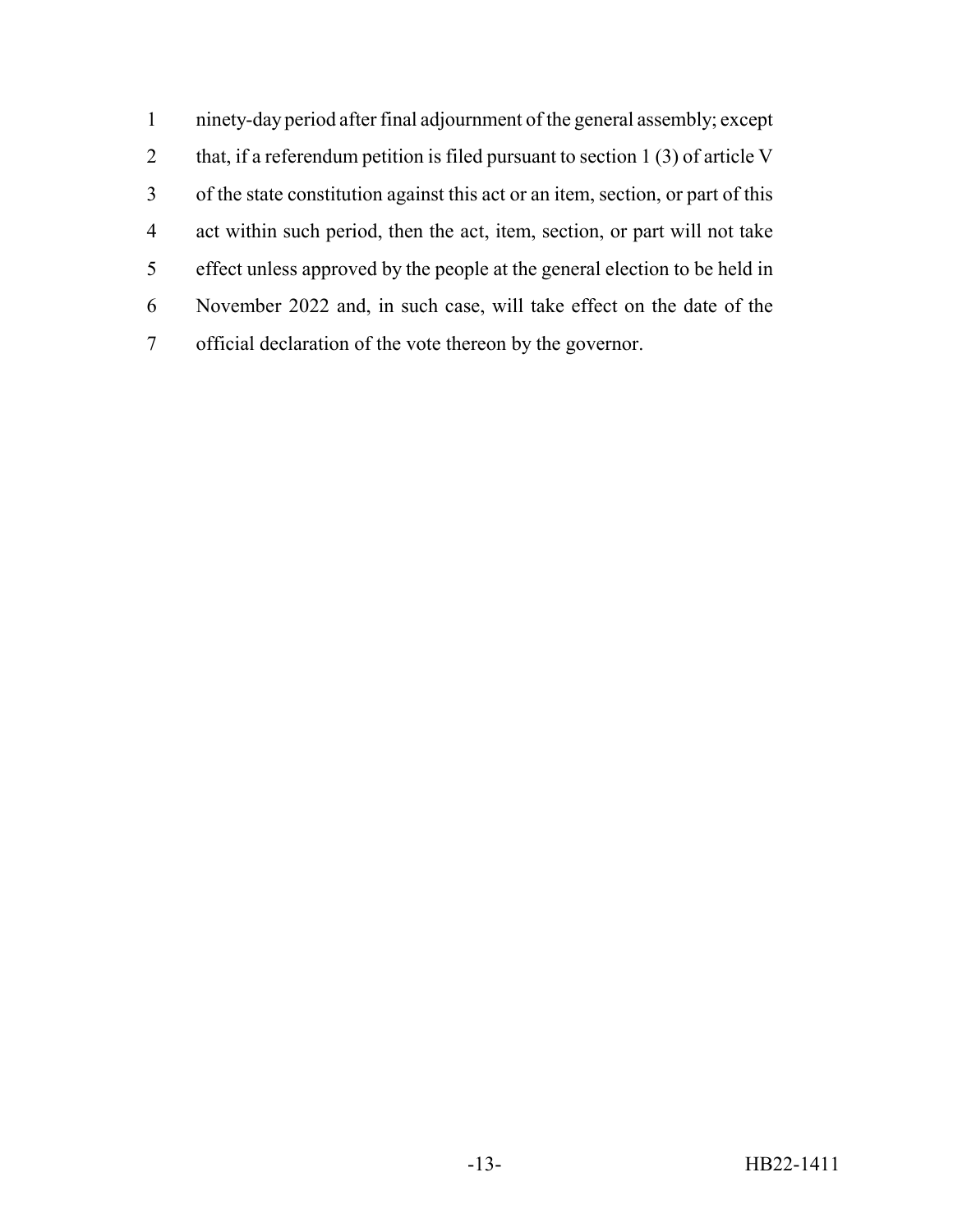ninety-day period after final adjournment of the general assembly; except that, if a referendum petition is filed pursuant to section 1 (3) of article V of the state constitution against this act or an item, section, or part of this act within such period, then the act, item, section, or part will not take effect unless approved by the people at the general election to be held in November 2022 and, in such case, will take effect on the date of the official declaration of the vote thereon by the governor.